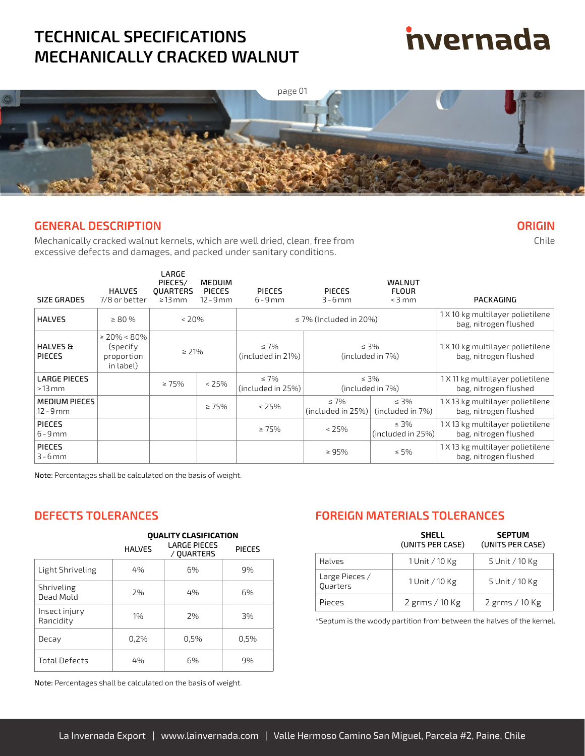# TECHNICAL SPECIFICATIONS MECHANICALLY CRACKED WALNUT

invernada

## GENERAL DESCRIPTION

Mechanically cracked walnut kernels, which are well dried, clean, free from excessive defects and damages, and packed under sanitary conditions.

## ORIGIN

Chile

| SIZE GRADES | HALVES 7/8 or better | LARGE PIECES/ QUARTERS ≥ 13 mm | MEDUIM PIECES 12 - 9 mm | PIECES 6 - 9 mm | PIECES 3 - 6 mm | WALNUT FLOUR < 3 mm | PACKAGING |
|---|---|---|---|---|---|---|---|
| HALVES | ≥ 80 % | < 20% | | ≤ 7% (Included in 20%) | | | 1 X 10 kg multilayer polietilene bag, nitrogen flushed |
| HALVES & PIECES | ≥ 20% < 80% (specify proportion in label) | ≥ 21% | | ≤ 7% (included in 21%) | ≤ 3% (included in 7%) | | 1 X 10 kg multilayer polietilene bag, nitrogen flushed |
| LARGE PIECES > 13 mm | | ≥ 75% | < 25% | ≤ 7% (included in 25%) | ≤ 3% (included in 7%) | | 1 X 11 kg multilayer polietilene bag, nitrogen flushed |
| MEDIUM PIECES 12 - 9 mm | | | ≥ 75% | < 25% | ≤ 7% (included in 25%) | ≤ 3% (included in 7%) | 1 X 13 kg multilayer polietilene bag, nitrogen flushed |
| PIECES 6 - 9 mm | | | | ≥ 75% | < 25% | ≤ 3% (included in 25%) | 1 X 13 kg multilayer polietilene bag, nitrogen flushed |
| PIECES 3 - 6 mm | | | | | ≥ 95% | ≤ 5% | 1 X 13 kg multilayer polietilene bag, nitrogen flushed |

**Note:** Percentages shall be calculated on the basis of weight.

## DEFECTS TOLERANCES

| | QUALITY CLASIFICATION | | |
|---|---|---|---|
| | HALVES | LARGE PIECES / QUARTERS | PIECES |
| Light Shriveling | 4% | 6% | 9% |
| Shriveling Dead Mold | 2% | 4% | 6% |
| Insect injury Rancidity | 1% | 2% | 3% |
| Decay | 0,2% | 0,5% | 0,5% |
| Total Defects | 4% | 6% | 9% |

**Note:** Percentages shall be calculated on the basis of weight.

## FOREIGN MATERIALS TOLERANCES

| | SHELL (UNITS PER CASE) | SEPTUM (UNITS PER CASE) |
|---|---|---|
| Halves | 1 Unit / 10 Kg | 5 Unit / 10 Kg |
| Large Pieces / Quarters | 1 Unit / 10 Kg | 5 Unit / 10 Kg |
| Pieces | 2 grms / 10 Kg | 2 grms / 10 Kg |

*Septum is the woody partition from between the halves of the kernel.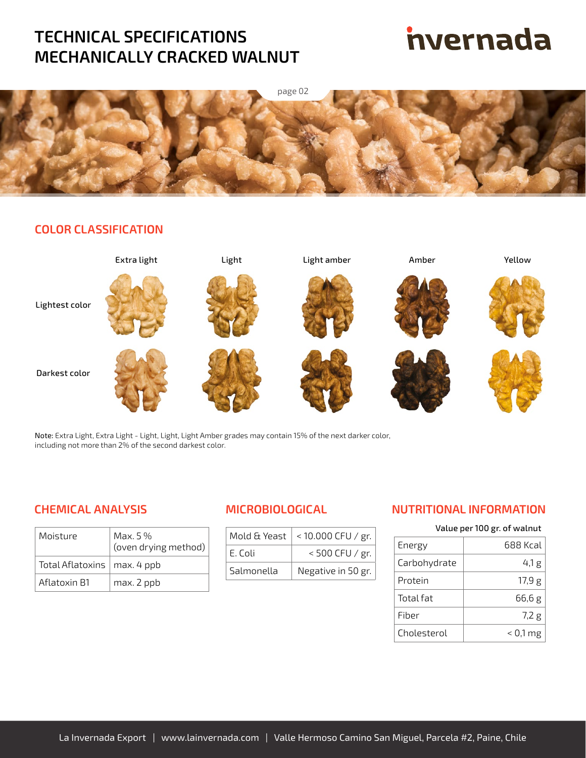# TECHNICAL SPECIFICATIONS MECHANICALLY CRACKED WALNUT

invernada

## COLOR CLASSIFICATION

| | Extra light | Light | Light amber | Amber | Yellow |
|---|---|---|---|---|---|
| Lightest color | | | | | |
| Darkest color | | | | | |

**Note:** Extra Light, Extra Light - Light, Light, Light Amber grades may contain 15% of the next darker color, including not more than 2% of the second darkest color.

## CHEMICAL ANALYSIS

| | |
|---|---|
| Moisture | Max. 5 % (oven drying method) |
| Total Aflatoxins | max. 4 ppb |
| Aflatoxin B1 | max. 2 ppb |

## MICROBIOLOGICAL

| | |
|---|---|
| Mold & Yeast | < 10.000 CFU / gr. |
| E. Coli | < 500 CFU / gr. |
| Salmonella | Negative in 50 gr. |

## NUTRITIONAL INFORMATION

Value per 100 gr. of walnut

| | |
|---|---|
| Energy | 688 Kcal |
| Carbohydrate | 4,1 g |
| Protein | 17,9 g |
| Total fat | 66,6 g |
| Fiber | 7,2 g |
| Cholesterol | < 0,1 mg |

La Invernada Export | www.lainvernada.com | Valle Hermoso Camino San Miguel, Parcela #2, Paine, Chile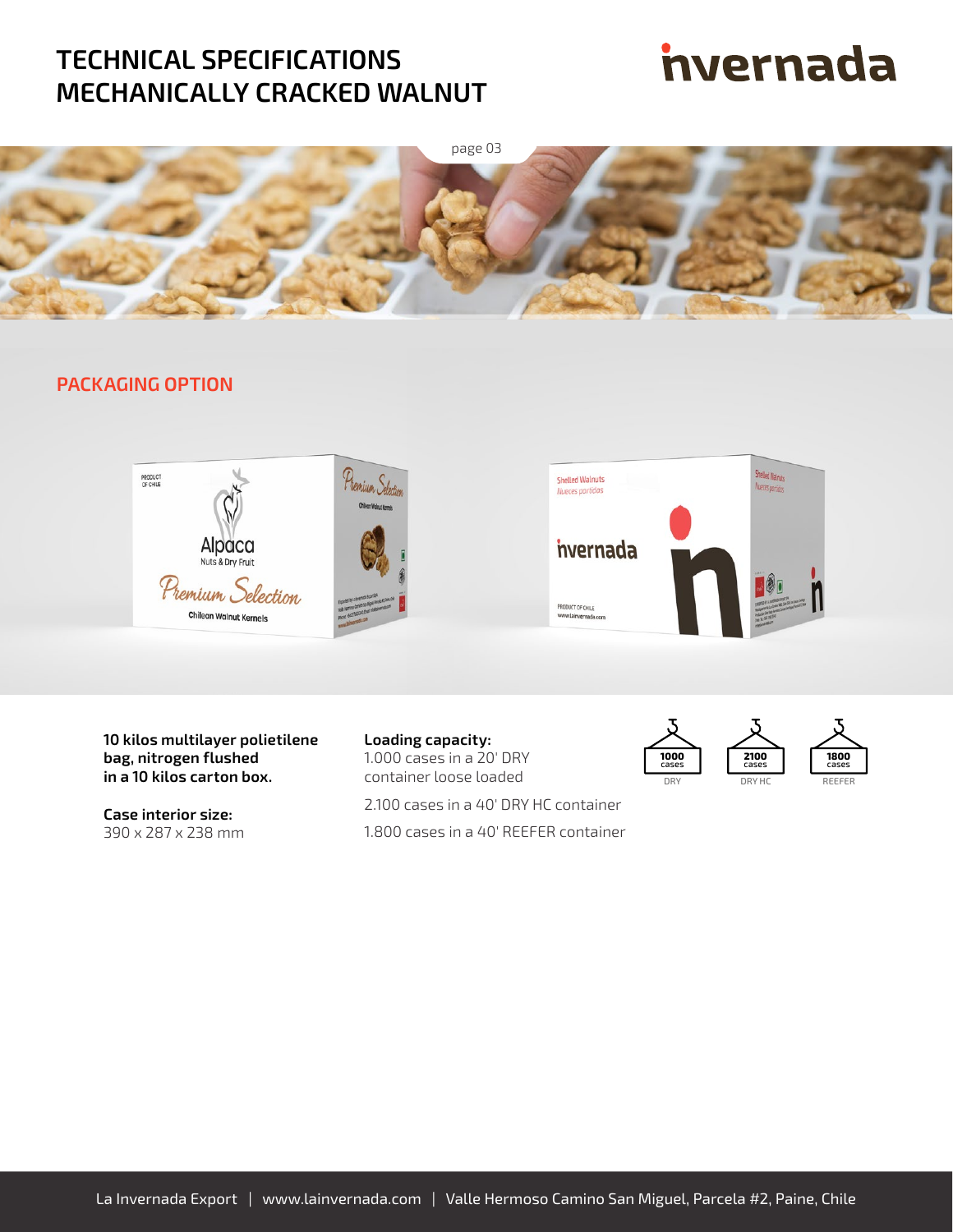# TECHNICAL SPECIFICATIONS MECHANICALLY CRACKED WALNUT

## PACKAGING OPTION

**10 kilos multilayer polietilene bag, nitrogen flushed in a 10 kilos carton box.**

**Case interior size:**
390 x 287 x 238 mm

**Loading capacity:**
1.000 cases in a 20' DRY container loose loaded

2.100 cases in a 40' DRY HC container

1.800 cases in a 40' REEFER container

1000 cases
DRY

2100 cases
DRY HC

1800 cases
REEFER

La Invernada Export | www.lainvernada.com | Valle Hermoso Camino San Miguel, Parcela #2, Paine, Chile